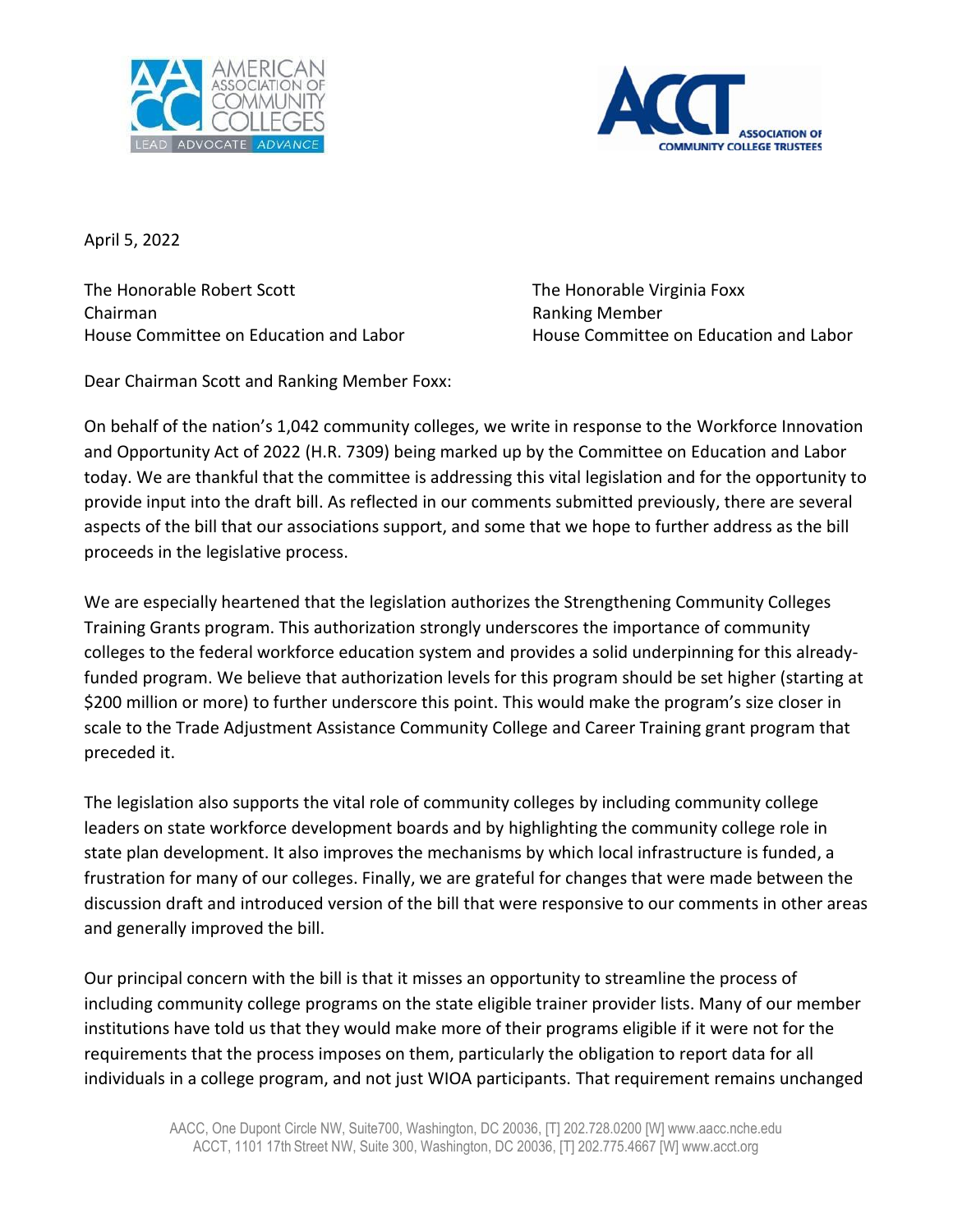April 5, 2022

The Honorable Robert Scott
Chairman
House Committee on Education and Labor

The Honorable Virginia Foxx
Ranking Member
House Committee on Education and Labor

Dear Chairman Scott and Ranking Member Foxx:

On behalf of the nation's 1,042 community colleges, we write in response to the Workforce Innovation and Opportunity Act of 2022 (H.R. 7309) being marked up by the Committee on Education and Labor today. We are thankful that the committee is addressing this vital legislation and for the opportunity to provide input into the draft bill. As reflected in our comments submitted previously, there are several aspects of the bill that our associations support, and some that we hope to further address as the bill proceeds in the legislative process.

We are especially heartened that the legislation authorizes the Strengthening Community Colleges Training Grants program. This authorization strongly underscores the importance of community colleges to the federal workforce education system and provides a solid underpinning for this already-funded program. We believe that authorization levels for this program should be set higher (starting at $200 million or more) to further underscore this point. This would make the program's size closer in scale to the Trade Adjustment Assistance Community College and Career Training grant program that preceded it.

The legislation also supports the vital role of community colleges by including community college leaders on state workforce development boards and by highlighting the community college role in state plan development. It also improves the mechanisms by which local infrastructure is funded, a frustration for many of our colleges. Finally, we are grateful for changes that were made between the discussion draft and introduced version of the bill that were responsive to our comments in other areas and generally improved the bill.

Our principal concern with the bill is that it misses an opportunity to streamline the process of including community college programs on the state eligible trainer provider lists. Many of our member institutions have told us that they would make more of their programs eligible if it were not for the requirements that the process imposes on them, particularly the obligation to report data for all individuals in a college program, and not just WIOA participants. That requirement remains unchanged

AACC, One Dupont Circle NW, Suite700, Washington, DC 20036, [T] 202.728.0200 [W] www.aacc.nche.edu
ACCT, 1101 17th Street NW, Suite 300, Washington, DC 20036, [T] 202.775.4667 [W] www.acct.org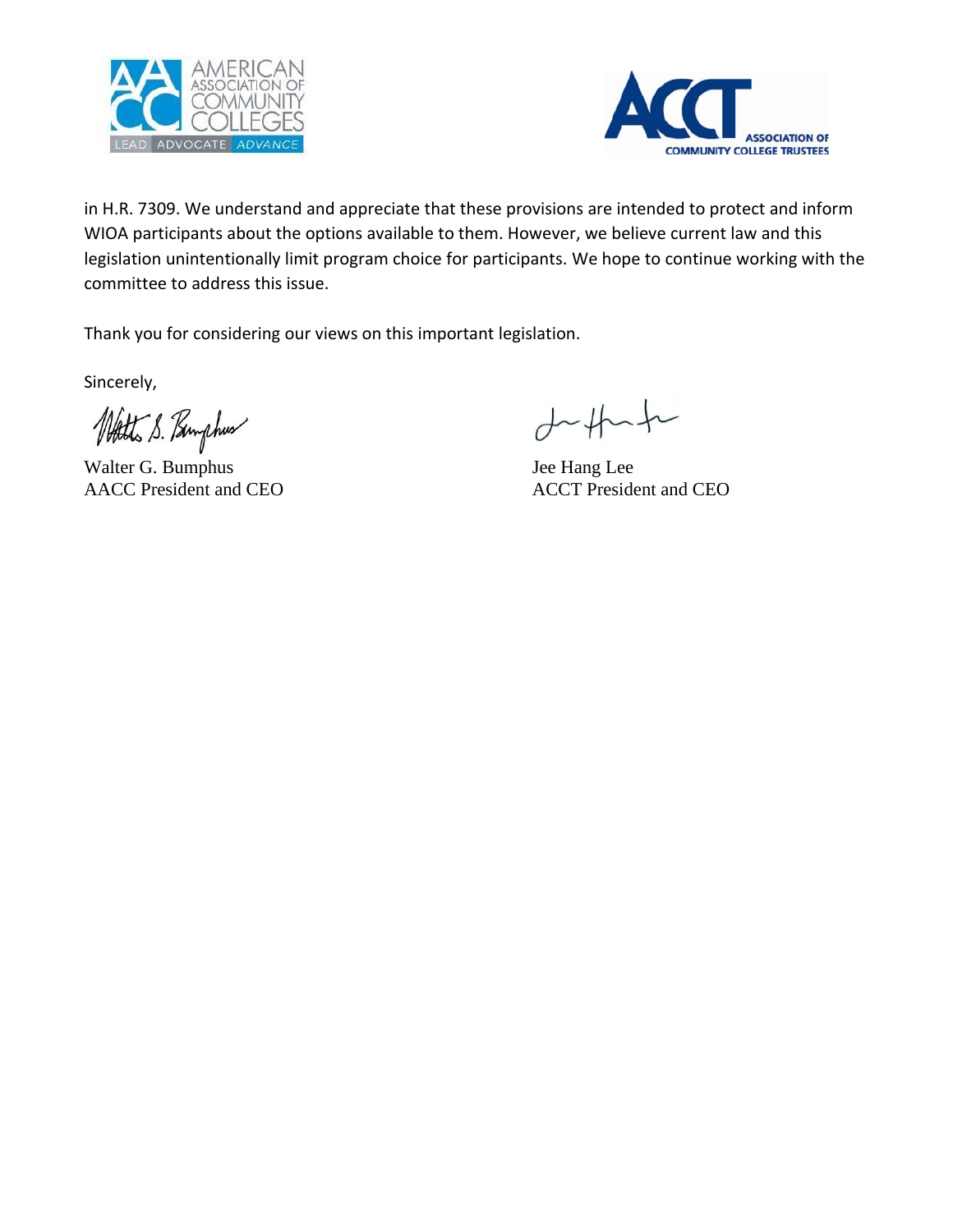in H.R. 7309. We understand and appreciate that these provisions are intended to protect and inform WIOA participants about the options available to them. However, we believe current law and this legislation unintentionally limit program choice for participants. We hope to continue working with the committee to address this issue.

Thank you for considering our views on this important legislation.

Sincerely,

Walter G. Bumphus
AACC President and CEO

Jee Hang Lee
ACCT President and CEO